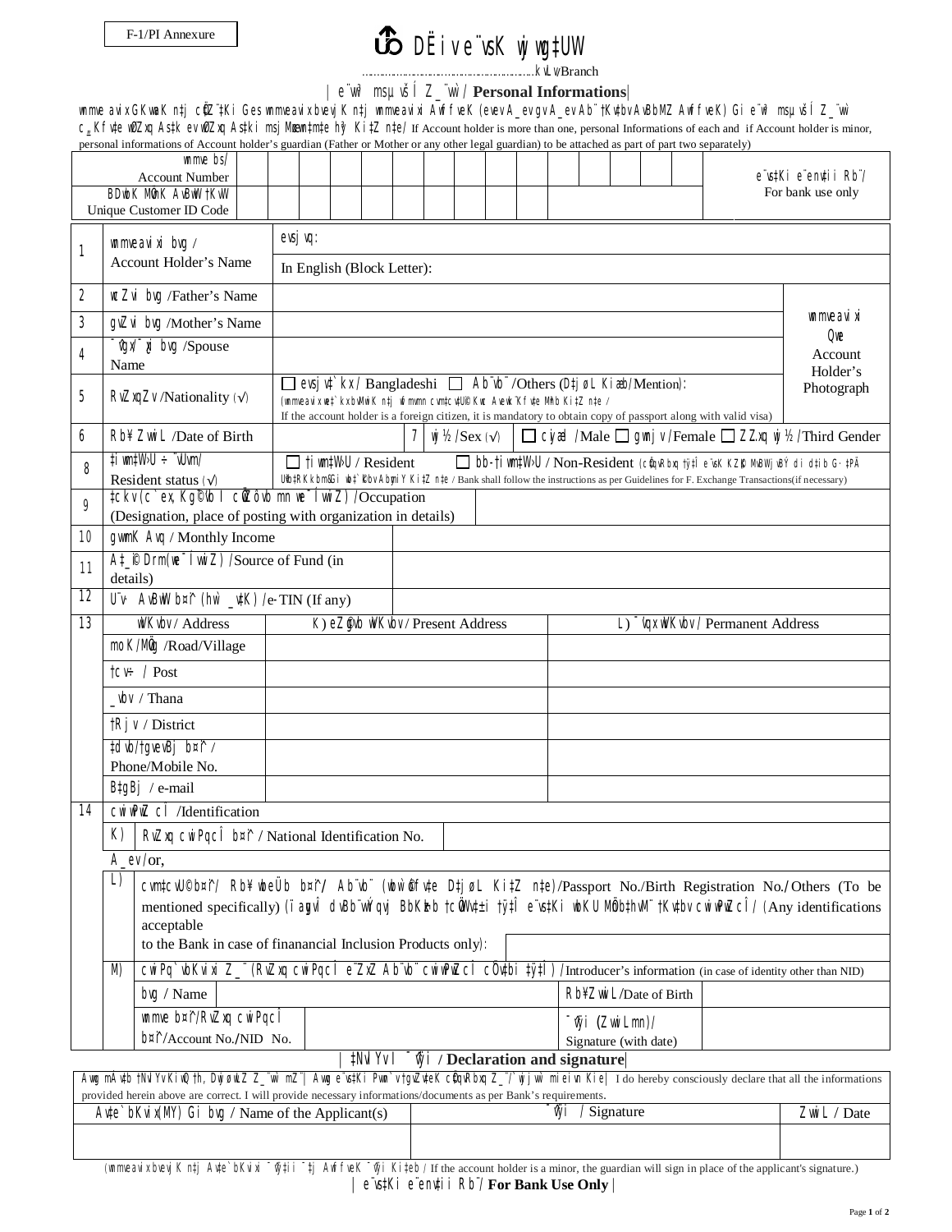F-1/PI Annexure

# DËiv e¨vsK wjwg‡UW

.........................................................kvLv/Branch

## | e¨w³ msµvšÍ Z_¨vw` / Personal Informations|

wnmve avix GKvwaK n‡j cÖ‡Z¨‡Ki Ges wnmvewaix bvevjK n‡j wnmvewaixi AwffveK (evev A_ev gv A_ev Ab¨ †Kvbv AvBbMZ AwffveK) Gi e¨w³ msµvšÍ Z_¨vw` c„\_Kfv‡e wØZxq As‡k ev wØZxq As‡ki msjMœwn‡m‡e hy³ Ki‡Z n‡e/ If Account holder is more than one, personal Informations of each and if Account holder is minor, personal informations of Account holder's guardian (Father or Mother or any other legal guardian) to be attached as part of part two separately)

| wnmve bs/ Account Number | | | | | | | | | | | | | | | | e¨vs‡Ki e¨env‡ii Rb¨/ For bank use only |
|---|---|---|---|---|---|---|---|---|---|---|---|---|---|---|---|---|
| BDwbK MÖvnK AvBwW †KvW Unique Customer ID Code | | | | | | | | | | | | | | | | |

| | | | |
|---|---|---|---|
| 1 | wnmvewaixi bvg / Account Holder's Name | evsjvq: | |
| | | In English (Block Letter): | |
| 2 | wcZvi bvg /Father's Name | | wnmvewaixi Qwe Account Holder's Photograph |
| 3 | gvZvi bvg /Mother's Name | | |
| 4 | ¯¿x/¯^vgxi bvg /Spouse Name | | |
| 5 | RvZxqZv /Nationality (√) | ☐ evsjv‡`kx / Bangladeshi ☐ Ab¨vb¨ /Others (D‡jøL Kiæb/Mention): (wnmvewaix we‡`kx bvMwiK n‡j ˆea wfmvmn cvm‡cv‡U©i Kwc Aek¨B Kfv‡e MÖnb Ki‡Z n‡e / If the account holder is a foreign citizen, it is mandatory to obtain copy of passport along with valid visa) | |
| 6 | Rb¥ ZvwiL /Date of Birth | 7 wj½ /Sex (√) ☐ cyiæl /Male ☐ gwnjv /Female ☐ ZZxq wj½ /Third Gender | |
| 8 | †iwm‡W›U÷ ¯'Uvm/ Resident status (√) | ☐ †iwm‡W›U / Resident ☐ bb-†iwm‡W›U / Non-Resident (cÖ‡qvRb‡b †ÿ‡Î e¨vsK KZ…©K MvBWjvBY di d‡ib G·‡PÄ Uªvb‡RKkbm&Gi wb‡`©kbv AbymiY Ki‡Z n‡e / Bank shall follow the instructions as per Guidelines for F. Exchange Transactions(if necessary) | |
| 9 | ‡ckv (c`ex, Kg©¯'‡bi cÖwZôvb mn we¯ÍvwiZ) /Occupation (Designation, place of posting with organization in details) | | |
| 10 | gvwmK Avq / Monthly Income | | |
| 11 | A‡\_©i Drm(we¯ÍvwiZ) /Source of Fund (in details) | | |
| 12 | U¨v· AvBwW b¤^i (hw` \_v‡K) /e-TIN (If any) | | |

| 13 | wVKvbv / Address | K) eZ©gvb wVKvbv / Present Address | L) ¯'vqx wVKvbv / Permanent Address |
|---|---|---|---|
| | moK/MÖvg /Road/Village | | |
| | †cv÷ / Post | | |
| | \_vbv / Thana | | |
| | †Rjv / District | | |
| | ‡dvb/†gvevBj b¤^i / Phone/Mobile No. | | |
| | B‡gBj / e-mail | | |

| 14 | cwiwPwZ cÎ /Identification | | | |
|---|---|---|---|---|
| | K) | RvZxq cwiPqcÎ b¤^i / National Identification No. | | |
| | A\_ev/or, | | | |
| | L) | cvm‡cvU© b¤^i/ Rb¥ wbeÜb b¤^i/ Ab¨vb¨ (wbw`©ófv‡e D‡jøL Ki‡Z n‡e)/Passport No./Birth Registration No./Others (To be mentioned specifically) (ïaygvÎ dvBb¨vwÝqvj BbKøykb †cÖvWv±i †ÿ‡Î e¨vs‡Ki wbKU MÖnY‡hvM¨ †Kvbv cwiwPwZ cÎ / (Any identifications acceptable to the Bank in case of finanancial Inclusion Products only): | | |
| | M) | cwiPq`vbKvixi Z\_¨ (RvZxq cwiPqcÎ e¨ZxZ Ab¨vb¨ cwiwPwZ cÎ cÖ`v‡bi †ÿ‡Î) /Introducer's information (in case of identity other than NID) | | |
| | | bvg / Name | Rb¥ZvwiL/Date of Birth | |
| | | wnmve b¤^i/RvZxq cwiPqcÎ b¤^i/Account No./NID No. | ¯^vÿi (ZvwiLmn)/ Signature (with date) | |

## | ‡NvlYv I ¯^vÿi / Declaration and signature|

Avwg mÁv‡b †NvlYv KiwQ †h, DwjøwLZ Z\_¨vw` mZ¨| Avwg e¨vs‡Ki Pvwn`v †gvZv‡eK cÖ‡qvRbxq Z\_¨/`wjjvw` mieivn Kie| I do hereby consciously declare that all the informations provided herein above are correct. I will provide necessary informations/documents as per Bank's requirements.

| Av‡e`bKvix(MY) Gi bvg / Name of the Applicant(s) | ¯^vÿi / Signature | ZvwiL / Date |
|---|---|---|
| | | |

(wnmvewaix bvevjK n‡j Av‡e`bKvixi ¯^v‡ÿii ¯'‡j AwffveK ¯^vÿi Ki‡eb / If the account holder is a minor, the guardian will sign in place of the applicant's signature.)

## | e¨vs‡Ki e¨env‡ii Rb¨/ For Bank Use Only |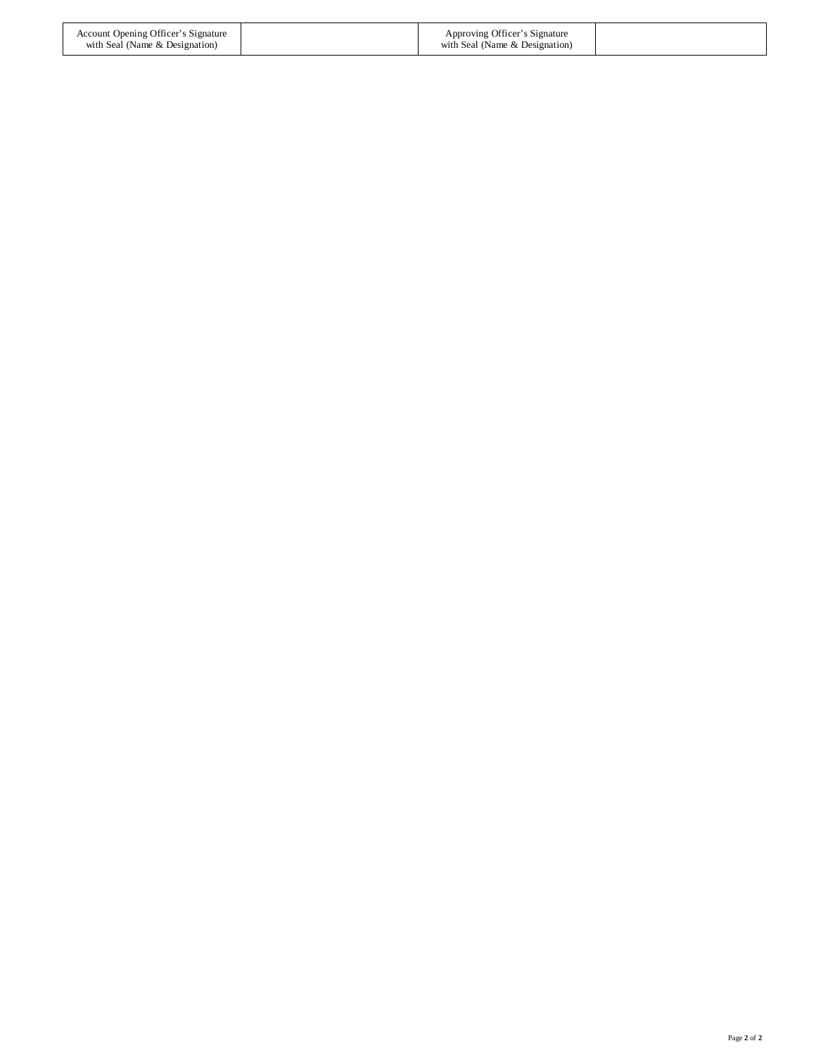| | | | |
|---|---|---|---|
| Account Opening Officer's Signature with Seal (Name & Designation) | | Approving Officer's Signature with Seal (Name & Designation) | |